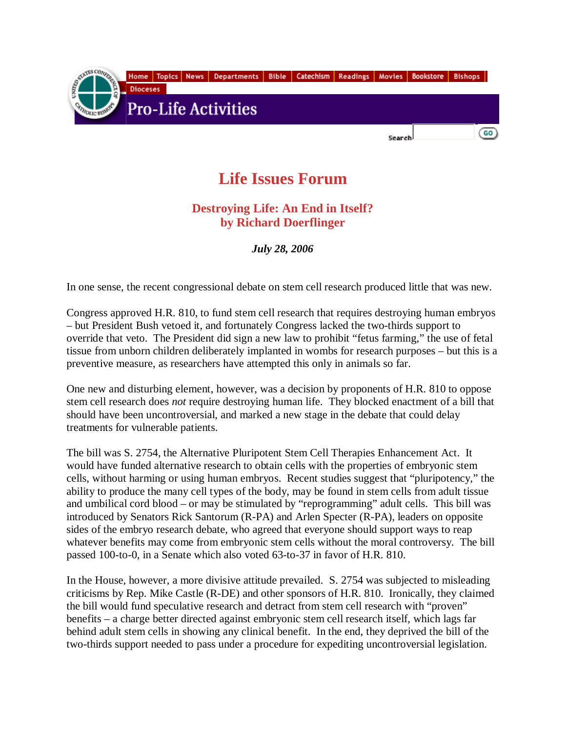Home | Topics | News | Departments | Bible | Catechism | Readings | Movies | Bookstore | Bishops | Dioceses

Pro-Life Activities

Search GO

# Life Issues Forum

## Destroying Life: An End in Itself?
## by Richard Doerflinger

***July 28, 2006***

In one sense, the recent congressional debate on stem cell research produced little that was new.

Congress approved H.R. 810, to fund stem cell research that requires destroying human embryos – but President Bush vetoed it, and fortunately Congress lacked the two-thirds support to override that veto. The President did sign a new law to prohibit "fetus farming," the use of fetal tissue from unborn children deliberately implanted in wombs for research purposes – but this is a preventive measure, as researchers have attempted this only in animals so far.

One new and disturbing element, however, was a decision by proponents of H.R. 810 to oppose stem cell research does *not* require destroying human life. They blocked enactment of a bill that should have been uncontroversial, and marked a new stage in the debate that could delay treatments for vulnerable patients.

The bill was S. 2754, the Alternative Pluripotent Stem Cell Therapies Enhancement Act. It would have funded alternative research to obtain cells with the properties of embryonic stem cells, without harming or using human embryos. Recent studies suggest that "pluripotency," the ability to produce the many cell types of the body, may be found in stem cells from adult tissue and umbilical cord blood – or may be stimulated by "reprogramming" adult cells. This bill was introduced by Senators Rick Santorum (R-PA) and Arlen Specter (R-PA), leaders on opposite sides of the embryo research debate, who agreed that everyone should support ways to reap whatever benefits may come from embryonic stem cells without the moral controversy. The bill passed 100-to-0, in a Senate which also voted 63-to-37 in favor of H.R. 810.

In the House, however, a more divisive attitude prevailed. S. 2754 was subjected to misleading criticisms by Rep. Mike Castle (R-DE) and other sponsors of H.R. 810. Ironically, they claimed the bill would fund speculative research and detract from stem cell research with "proven" benefits – a charge better directed against embryonic stem cell research itself, which lags far behind adult stem cells in showing any clinical benefit. In the end, they deprived the bill of the two-thirds support needed to pass under a procedure for expediting uncontroversial legislation.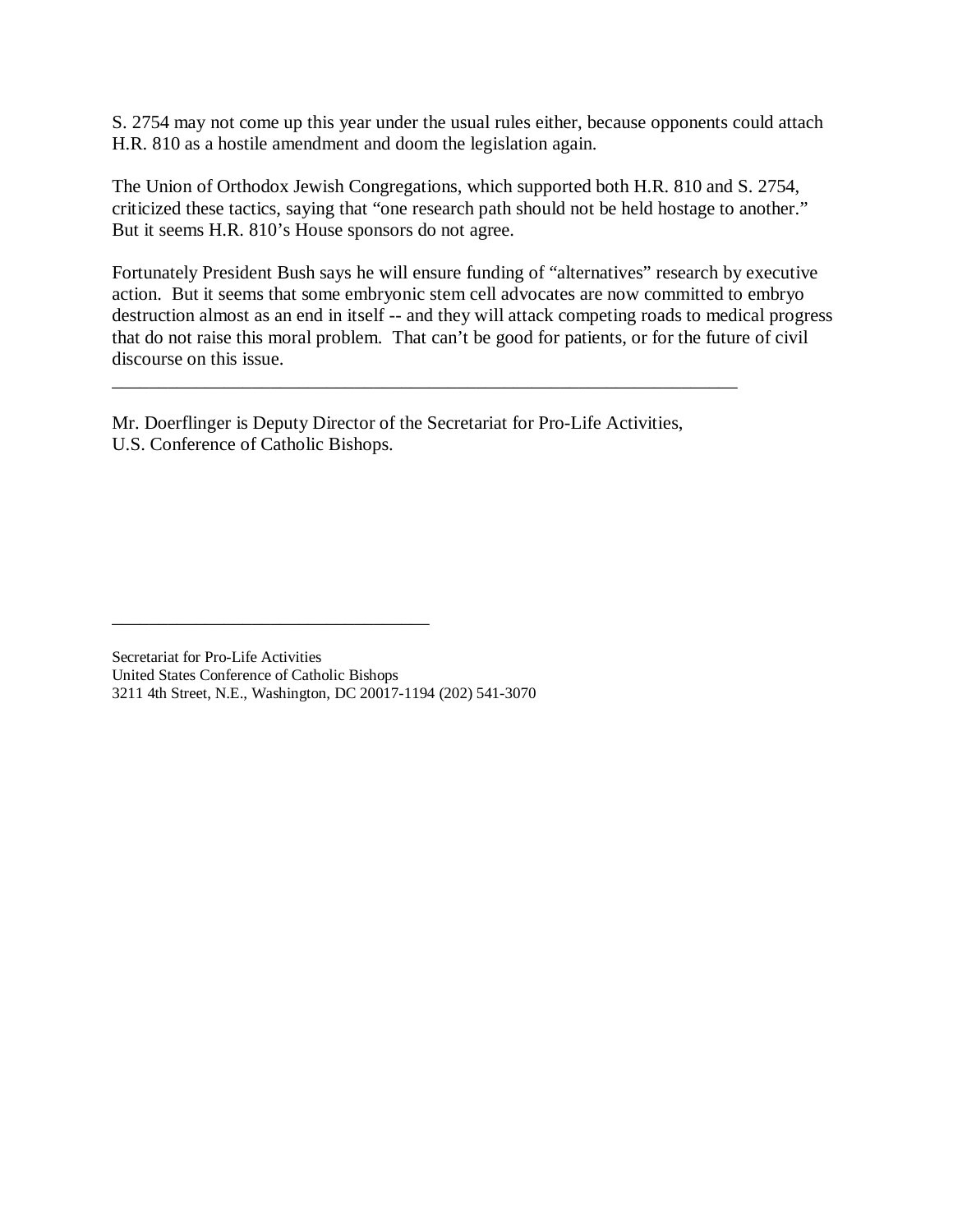S. 2754 may not come up this year under the usual rules either, because opponents could attach H.R. 810 as a hostile amendment and doom the legislation again.

The Union of Orthodox Jewish Congregations, which supported both H.R. 810 and S. 2754, criticized these tactics, saying that "one research path should not be held hostage to another." But it seems H.R. 810's House sponsors do not agree.

Fortunately President Bush says he will ensure funding of "alternatives" research by executive action. But it seems that some embryonic stem cell advocates are now committed to embryo destruction almost as an end in itself -- and they will attack competing roads to medical progress that do not raise this moral problem. That can't be good for patients, or for the future of civil discourse on this issue.

---

Mr. Doerflinger is Deputy Director of the Secretariat for Pro-Life Activities, U.S. Conference of Catholic Bishops.

---

Secretariat for Pro-Life Activities
United States Conference of Catholic Bishops
3211 4th Street, N.E., Washington, DC 20017-1194 (202) 541-3070